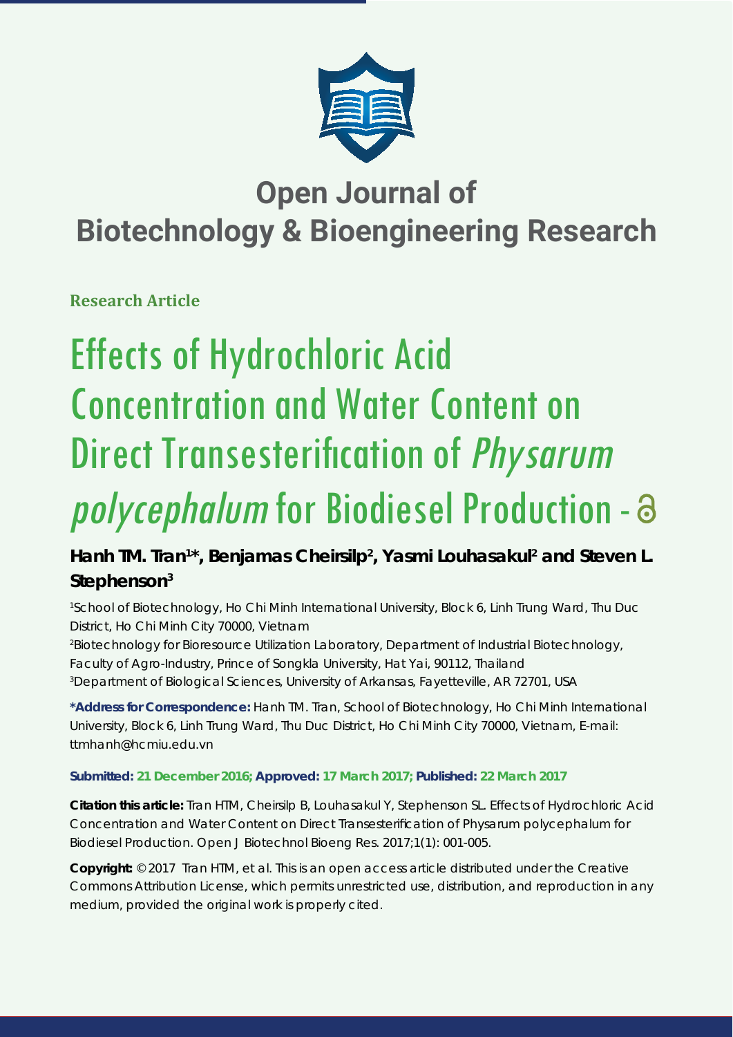# Open Journal of Biotechnology & Bioengineering Research

**Research Article**

# Effects of Hydrochloric Acid Concentration and Water Content on Direct Transesterification of *Physarum polycephalum* for Biodiesel Production

**Hanh TM. Tran[1]\*, Benjamas Cheirsilp[2], Yasmi Louhasakul[2] and Steven L. Stephenson[3]**

[1]School of Biotechnology, Ho Chi Minh International University, Block 6, Linh Trung Ward, Thu Duc District, Ho Chi Minh City 70000, Vietnam

[2]Biotechnology for Bioresource Utilization Laboratory, Department of Industrial Biotechnology, Faculty of Agro-Industry, Prince of Songkla University, Hat Yai, 90112, Thailand

[3]Department of Biological Sciences, University of Arkansas, Fayetteville, AR 72701, USA

**\*Address for Correspondence:** Hanh TM. Tran, School of Biotechnology, Ho Chi Minh International University, Block 6, Linh Trung Ward, Thu Duc District, Ho Chi Minh City 70000, Vietnam, E-mail: ttmhanh@hcmiu.edu.vn

**Submitted: 21 December 2016; Approved: 17 March 2017; Published: 22 March 2017**

**Citation this article:** Tran HTM, Cheirsilp B, Louhasakul Y, Stephenson SL. Effects of Hydrochloric Acid Concentration and Water Content on Direct Transesterification of Physarum polycephalum for Biodiesel Production. Open J Biotechnol Bioeng Res. 2017;1(1): 001-005.

**Copyright:** © 2017 Tran HTM, et al. This is an open access article distributed under the Creative Commons Attribution License, which permits unrestricted use, distribution, and reproduction in any medium, provided the original work is properly cited.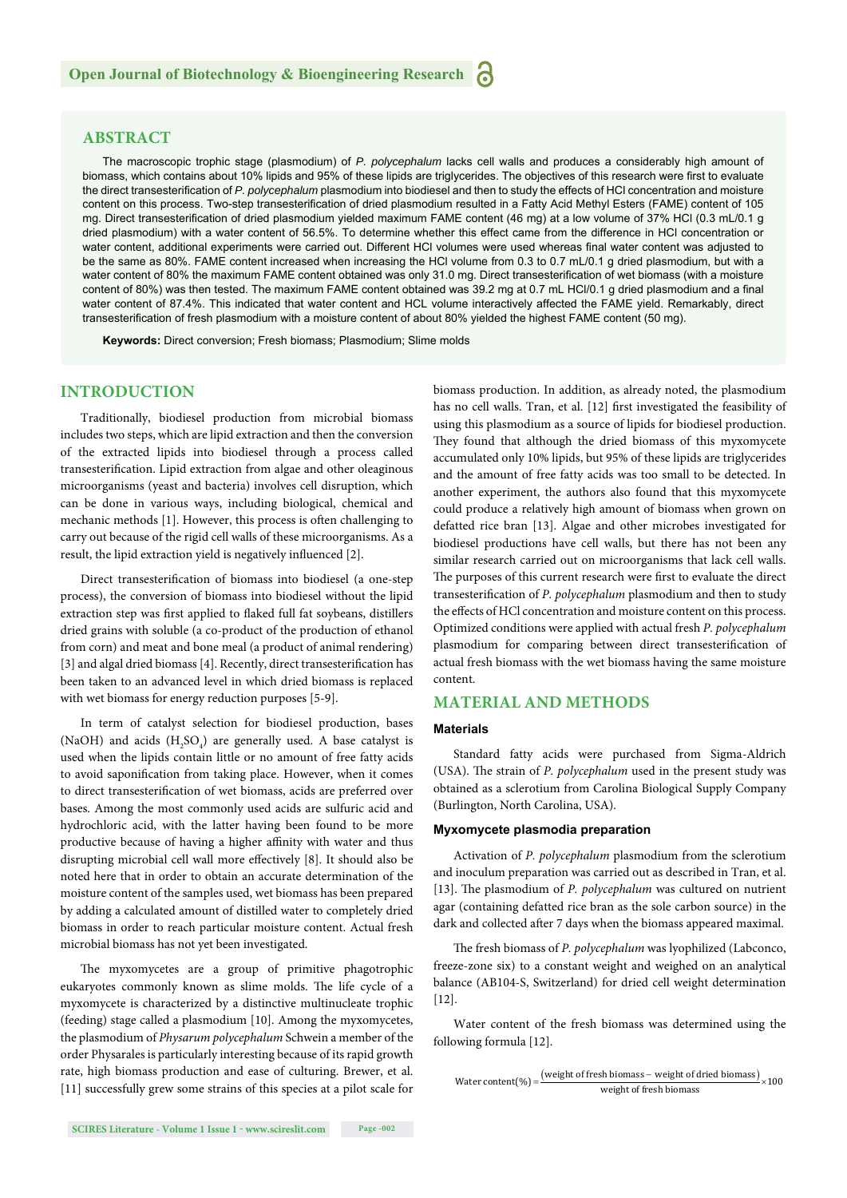## ABSTRACT

The macroscopic trophic stage (plasmodium) of *P. polycephalum* lacks cell walls and produces a considerably high amount of biomass, which contains about 10% lipids and 95% of these lipids are triglycerides. The objectives of this research were first to evaluate the direct transesterification of *P. polycephalum* plasmodium into biodiesel and then to study the effects of HCl concentration and moisture content on this process. Two-step transesterification of dried plasmodium resulted in a Fatty Acid Methyl Esters (FAME) content of 105 mg. Direct transesterification of dried plasmodium yielded maximum FAME content (46 mg) at a low volume of 37% HCl (0.3 mL/0.1 g dried plasmodium) with a water content of 56.5%. To determine whether this effect came from the difference in HCl concentration or water content, additional experiments were carried out. Different HCl volumes were used whereas final water content was adjusted to be the same as 80%. FAME content increased when increasing the HCl volume from 0.3 to 0.7 mL/0.1 g dried plasmodium, but with a water content of 80% the maximum FAME content obtained was only 31.0 mg. Direct transesterification of wet biomass (with a moisture content of 80%) was then tested. The maximum FAME content obtained was 39.2 mg at 0.7 mL HCl/0.1 g dried plasmodium and a final water content of 87.4%. This indicated that water content and HCL volume interactively affected the FAME yield. Remarkably, direct transesterification of fresh plasmodium with a moisture content of about 80% yielded the highest FAME content (50 mg).

**Keywords:** Direct conversion; Fresh biomass; Plasmodium; Slime molds

## INTRODUCTION

Traditionally, biodiesel production from microbial biomass includes two steps, which are lipid extraction and then the conversion of the extracted lipids into biodiesel through a process called transesterification. Lipid extraction from algae and other oleaginous microorganisms (yeast and bacteria) involves cell disruption, which can be done in various ways, including biological, chemical and mechanic methods [1]. However, this process is often challenging to carry out because of the rigid cell walls of these microorganisms. As a result, the lipid extraction yield is negatively influenced [2].

Direct transesterification of biomass into biodiesel (a one-step process), the conversion of biomass into biodiesel without the lipid extraction step was first applied to flaked full fat soybeans, distillers dried grains with soluble (a co-product of the production of ethanol from corn) and meat and bone meal (a product of animal rendering) [3] and algal dried biomass [4]. Recently, direct transesterification has been taken to an advanced level in which dried biomass is replaced with wet biomass for energy reduction purposes [5-9].

In term of catalyst selection for biodiesel production, bases (NaOH) and acids ($H_2SO_4$) are generally used. A base catalyst is used when the lipids contain little or no amount of free fatty acids to avoid saponification from taking place. However, when it comes to direct transesterification of wet biomass, acids are preferred over bases. Among the most commonly used acids are sulfuric acid and hydrochloric acid, with the latter having been found to be more productive because of having a higher affinity with water and thus disrupting microbial cell wall more effectively [8]. It should also be noted here that in order to obtain an accurate determination of the moisture content of the samples used, wet biomass has been prepared by adding a calculated amount of distilled water to completely dried biomass in order to reach particular moisture content. Actual fresh microbial biomass has not yet been investigated.

The myxomycetes are a group of primitive phagotrophic eukaryotes commonly known as slime molds. The life cycle of a myxomycete is characterized by a distinctive multinucleate trophic (feeding) stage called a plasmodium [10]. Among the myxomycetes, the plasmodium of *Physarum polycephalum* Schwein a member of the order Physarales is particularly interesting because of its rapid growth rate, high biomass production and ease of culturing. Brewer, et al. [11] successfully grew some strains of this species at a pilot scale for biomass production. In addition, as already noted, the plasmodium has no cell walls. Tran, et al. [12] first investigated the feasibility of using this plasmodium as a source of lipids for biodiesel production. They found that although the dried biomass of this myxomycete accumulated only 10% lipids, but 95% of these lipids are triglycerides and the amount of free fatty acids was too small to be detected. In another experiment, the authors also found that this myxomycete could produce a relatively high amount of biomass when grown on defatted rice bran [13]. Algae and other microbes investigated for biodiesel productions have cell walls, but there has not been any similar research carried out on microorganisms that lack cell walls. The purposes of this current research were first to evaluate the direct transesterification of *P. polycephalum* plasmodium and then to study the effects of HCl concentration and moisture content on this process. Optimized conditions were applied with actual fresh *P. polycephalum* plasmodium for comparing between direct transesterification of actual fresh biomass with the wet biomass having the same moisture content.

## MATERIAL AND METHODS

### Materials

Standard fatty acids were purchased from Sigma-Aldrich (USA). The strain of *P. polycephalum* used in the present study was obtained as a sclerotium from Carolina Biological Supply Company (Burlington, North Carolina, USA).

### Myxomycete plasmodia preparation

Activation of *P. polycephalum* plasmodium from the sclerotium and inoculum preparation was carried out as described in Tran, et al. [13]. The plasmodium of *P. polycephalum* was cultured on nutrient agar (containing defatted rice bran as the sole carbon source) in the dark and collected after 7 days when the biomass appeared maximal.

The fresh biomass of *P. polycephalum* was lyophilized (Labconco, freeze-zone six) to a constant weight and weighed on an analytical balance (AB104-S, Switzerland) for dried cell weight determination [12].

Water content of the fresh biomass was determined using the following formula [12].

$$\text{Water content}(\%) = \frac{(\text{weight of fresh biomass} - \text{weight of dried biomass})}{\text{weight of fresh biomass}} \times 100$$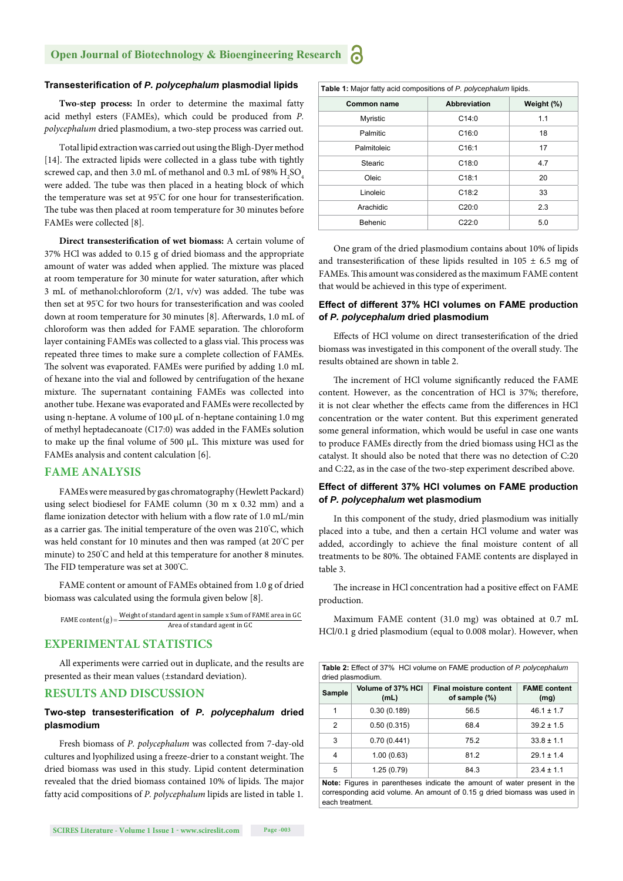### Transesterification of *P. polycephalum* plasmodial lipids

**Two-step process:** In order to determine the maximal fatty acid methyl esters (FAMEs), which could be produced from *P. polycephalum* dried plasmodium, a two-step process was carried out.

Total lipid extraction was carried out using the Bligh-Dyer method [14]. The extracted lipids were collected in a glass tube with tightly screwed cap, and then 3.0 mL of methanol and 0.3 mL of 98% $H_2SO_4$ were added. The tube was then placed in a heating block of which the temperature was set at 95°C for one hour for transesterification. The tube was then placed at room temperature for 30 minutes before FAMEs were collected [8].

**Direct transesterification of wet biomass:** A certain volume of 37% HCl was added to 0.15 g of dried biomass and the appropriate amount of water was added when applied. The mixture was placed at room temperature for 30 minute for water saturation, after which 3 mL of methanol:chloroform (2/1, v/v) was added. The tube was then set at 95°C for two hours for transesterification and was cooled down at room temperature for 30 minutes [8]. Afterwards, 1.0 mL of chloroform was then added for FAME separation. The chloroform layer containing FAMEs was collected to a glass vial. This process was repeated three times to make sure a complete collection of FAMEs. The solvent was evaporated. FAMEs were purified by adding 1.0 mL of hexane into the vial and followed by centrifugation of the hexane mixture. The supernatant containing FAMEs was collected into another tube. Hexane was evaporated and FAMEs were recollected by using n-heptane. A volume of 100 µL of n-heptane containing 1.0 mg of methyl heptadecanoate (C17:0) was added in the FAMEs solution to make up the final volume of 500 µL. This mixture was used for FAMEs analysis and content calculation [6].

## FAME ANALYSIS

FAMEs were measured by gas chromatography (Hewlett Packard) using select biodiesel for FAME column (30 m x 0.32 mm) and a flame ionization detector with helium with a flow rate of 1.0 mL/min as a carrier gas. The initial temperature of the oven was 210°C, which was held constant for 10 minutes and then was ramped (at 20°C per minute) to 250°C and held at this temperature for another 8 minutes. The FID temperature was set at 300°C.

FAME content or amount of FAMEs obtained from 1.0 g of dried biomass was calculated using the formula given below [8].

$$\text{FAME content (g)} = \frac{\text{Weight of standard agent in sample x Sum of FAME area in GC}}{\text{Area of standard agent in GC}}$$

## EXPERIMENTAL STATISTICS

All experiments were carried out in duplicate, and the results are presented as their mean values (±standard deviation).

## RESULTS AND DISCUSSION

### Two-step transesterification of *P. polycephalum* dried plasmodium

Fresh biomass of *P. polycephalum* was collected from 7-day-old cultures and lyophilized using a freeze-drier to a constant weight. The dried biomass was used in this study. Lipid content determination revealed that the dried biomass contained 10% of lipids. The major fatty acid compositions of *P. polycephalum* lipids are listed in table 1.

**Table 1:** Major fatty acid compositions of *P. polycephalum* lipids.

| Common name | Abbreviation | Weight (%) |
|---|---|---|
| Myristic | C14:0 | 1.1 |
| Palmitic | C16:0 | 18 |
| Palmitoleic | C16:1 | 17 |
| Stearic | C18:0 | 4.7 |
| Oleic | C18:1 | 20 |
| Linoleic | C18:2 | 33 |
| Arachidic | C20:0 | 2.3 |
| Behenic | C22:0 | 5.0 |

One gram of the dried plasmodium contains about 10% of lipids and transesterification of these lipids resulted in 105 ± 6.5 mg of FAMEs. This amount was considered as the maximum FAME content that would be achieved in this type of experiment.

### Effect of different 37% HCl volumes on FAME production of *P. polycephalum* dried plasmodium

Effects of HCl volume on direct transesterification of the dried biomass was investigated in this component of the overall study. The results obtained are shown in table 2.

The increment of HCl volume significantly reduced the FAME content. However, as the concentration of HCl is 37%; therefore, it is not clear whether the effects came from the differences in HCl concentration or the water content. But this experiment generated some general information, which would be useful in case one wants to produce FAMEs directly from the dried biomass using HCl as the catalyst. It should also be noted that there was no detection of C:20 and C:22, as in the case of the two-step experiment described above.

### Effect of different 37% HCl volumes on FAME production of *P. polycephalum* wet plasmodium

In this component of the study, dried plasmodium was initially placed into a tube, and then a certain HCl volume and water was added, accordingly to achieve the final moisture content of all treatments to be 80%. The obtained FAME contents are displayed in table 3.

The increase in HCl concentration had a positive effect on FAME production.

Maximum FAME content (31.0 mg) was obtained at 0.7 mL HCl/0.1 g dried plasmodium (equal to 0.008 molar). However, when

**Table 2:** Effect of 37% HCl volume on FAME production of *P. polycephalum* dried plasmodium.

| Sample | Volume of 37% HCl (mL) | Final moisture content of sample (%) | FAME content (mg) |
|---|---|---|---|
| 1 | 0.30 (0.189) | 56.5 | 46.1 ± 1.7 |
| 2 | 0.50 (0.315) | 68.4 | 39.2 ± 1.5 |
| 3 | 0.70 (0.441) | 75.2 | 33.8 ± 1.1 |
| 4 | 1.00 (0.63) | 81.2 | 29.1 ± 1.4 |
| 5 | 1.25 (0.79) | 84.3 | 23.4 ± 1.1 |

**Note:** Figures in parentheses indicate the amount of water present in the corresponding acid volume. An amount of 0.15 g dried biomass was used in each treatment.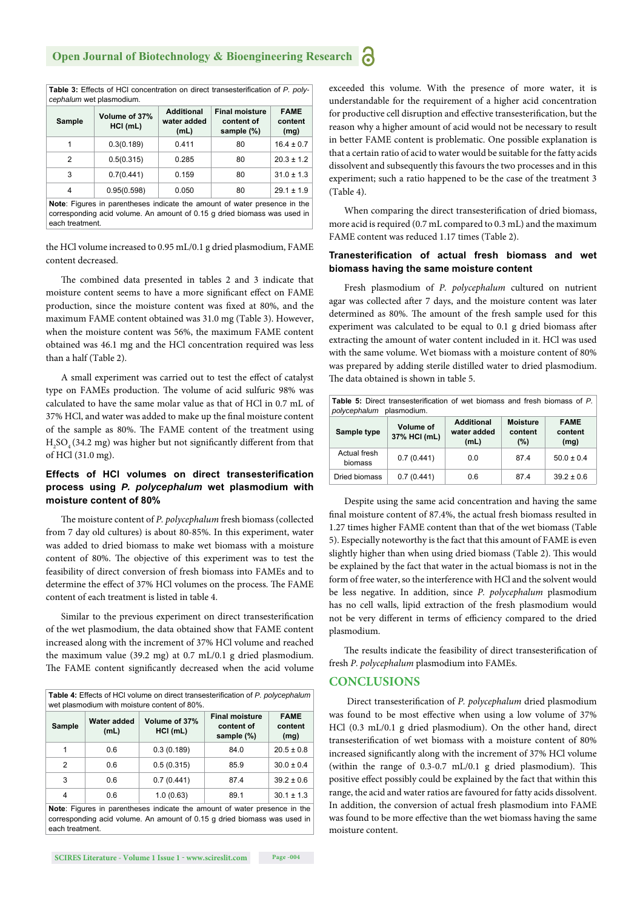**Table 3:** Effects of HCl concentration on direct transesterification of *P. polycephalum* wet plasmodium.

| Sample | Volume of 37% HCl (mL) | Additional water added (mL) | Final moisture content of sample (%) | FAME content (mg) |
|---|---|---|---|---|
| 1 | 0.3(0.189) | 0.411 | 80 | 16.4 ± 0.7 |
| 2 | 0.5(0.315) | 0.285 | 80 | 20.3 ± 1.2 |
| 3 | 0.7(0.441) | 0.159 | 80 | 31.0 ± 1.3 |
| 4 | 0.95(0.598) | 0.050 | 80 | 29.1 ± 1.9 |

**Note**: Figures in parentheses indicate the amount of water presence in the corresponding acid volume. An amount of 0.15 g dried biomass was used in each treatment.

the HCl volume increased to 0.95 mL/0.1 g dried plasmodium, FAME content decreased.

The combined data presented in tables 2 and 3 indicate that moisture content seems to have a more significant effect on FAME production, since the moisture content was fixed at 80%, and the maximum FAME content obtained was 31.0 mg (Table 3). However, when the moisture content was 56%, the maximum FAME content obtained was 46.1 mg and the HCl concentration required was less than a half (Table 2).

A small experiment was carried out to test the effect of catalyst type on FAMEs production. The volume of acid sulfuric 98% was calculated to have the same molar value as that of HCl in 0.7 mL of 37% HCl, and water was added to make up the final moisture content of the sample as 80%. The FAME content of the treatment using $H_2SO_4$ (34.2 mg) was higher but not significantly different from that of HCl (31.0 mg).

### Effects of HCl volumes on direct transesterification process using *P. polycephalum* wet plasmodium with moisture content of 80%

The moisture content of *P. polycephalum* fresh biomass (collected from 7 day old cultures) is about 80-85%. In this experiment, water was added to dried biomass to make wet biomass with a moisture content of 80%. The objective of this experiment was to test the feasibility of direct conversion of fresh biomass into FAMEs and to determine the effect of 37% HCl volumes on the process. The FAME content of each treatment is listed in table 4.

Similar to the previous experiment on direct transesterification of the wet plasmodium, the data obtained show that FAME content increased along with the increment of 37% HCl volume and reached the maximum value (39.2 mg) at 0.7 mL/0.1 g dried plasmodium. The FAME content significantly decreased when the acid volume exceeded this volume. With the presence of more water, it is understandable for the requirement of a higher acid concentration for productive cell disruption and effective transesterification, but the reason why a higher amount of acid would not be necessary to result in better FAME content is problematic. One possible explanation is that a certain ratio of acid to water would be suitable for the fatty acids dissolvent and subsequently this favours the two processes and in this experiment; such a ratio happened to be the case of the treatment 3 (Table 4).

**Table 4:** Effects of HCl volume on direct transesterification of *P. polycephalum* wet plasmodium with moisture content of 80%.

| Sample | Water added (mL) | Volume of 37% HCl (mL) | Final moisture content of sample (%) | FAME content (mg) |
|---|---|---|---|---|
| 1 | 0.6 | 0.3 (0.189) | 84.0 | 20.5 ± 0.8 |
| 2 | 0.6 | 0.5 (0.315) | 85.9 | 30.0 ± 0.4 |
| 3 | 0.6 | 0.7 (0.441) | 87.4 | 39.2 ± 0.6 |
| 4 | 0.6 | 1.0 (0.63) | 89.1 | 30.1 ± 1.3 |

**Note**: Figures in parentheses indicate the amount of water presence in the corresponding acid volume. An amount of 0.15 g dried biomass was used in each treatment.

When comparing the direct transesterification of dried biomass, more acid is required (0.7 mL compared to 0.3 mL) and the maximum FAME content was reduced 1.17 times (Table 2).

### Tranesterification of actual fresh biomass and wet biomass having the same moisture content

Fresh plasmodium of *P. polycephalum* cultured on nutrient agar was collected after 7 days, and the moisture content was later determined as 80%. The amount of the fresh sample used for this experiment was calculated to be equal to 0.1 g dried biomass after extracting the amount of water content included in it. HCl was used with the same volume. Wet biomass with a moisture content of 80% was prepared by adding sterile distilled water to dried plasmodium. The data obtained is shown in table 5.

**Table 5:** Direct transesterification of wet biomass and fresh biomass of *P. polycephalum* plasmodium.

| Sample type | Volume of 37% HCl (mL) | Additional water added (mL) | Moisture content (%) | FAME content (mg) |
|---|---|---|---|---|
| Actual fresh biomass | 0.7 (0.441) | 0.0 | 87.4 | 50.0 ± 0.4 |
| Dried biomass | 0.7 (0.441) | 0.6 | 87.4 | 39.2 ± 0.6 |

Despite using the same acid concentration and having the same final moisture content of 87.4%, the actual fresh biomass resulted in 1.27 times higher FAME content than that of the wet biomass (Table 5). Especially noteworthy is the fact that this amount of FAME is even slightly higher than when using dried biomass (Table 2). This would be explained by the fact that water in the actual biomass is not in the form of free water, so the interference with HCl and the solvent would be less negative. In addition, since *P. polycephalum* plasmodium has no cell walls, lipid extraction of the fresh plasmodium would not be very different in terms of efficiency compared to the dried plasmodium.

The results indicate the feasibility of direct transesterification of fresh *P. polycephalum* plasmodium into FAMEs.

## CONCLUSIONS

Direct transesterification of *P. polycephalum* dried plasmodium was found to be most effective when using a low volume of 37% HCl (0.3 mL/0.1 g dried plasmodium). On the other hand, direct transesterification of wet biomass with a moisture content of 80% increased significantly along with the increment of 37% HCl volume (within the range of 0.3-0.7 mL/0.1 g dried plasmodium). This positive effect possibly could be explained by the fact that within this range, the acid and water ratios are favoured for fatty acids dissolvent. In addition, the conversion of actual fresh plasmodium into FAME was found to be more effective than the wet biomass having the same moisture content.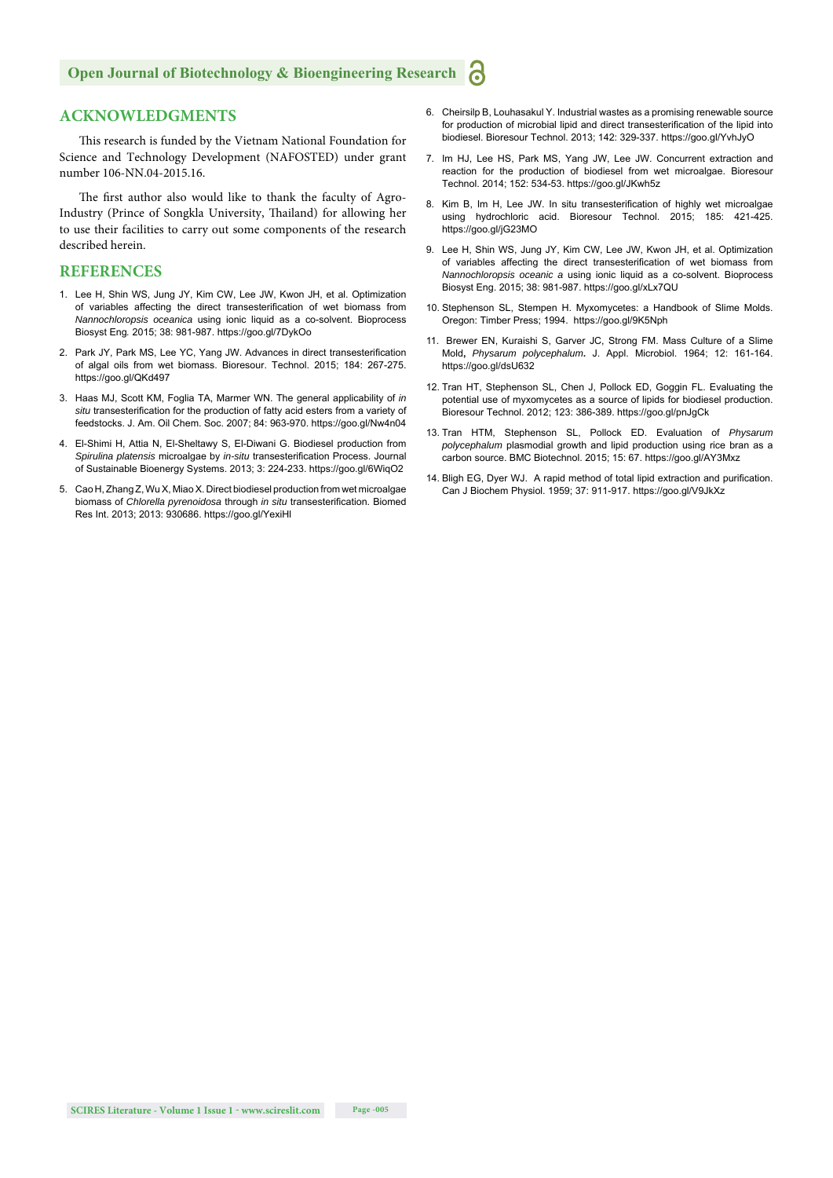## ACKNOWLEDGMENTS

This research is funded by the Vietnam National Foundation for Science and Technology Development (NAFOSTED) under grant number 106-NN.04-2015.16.

The first author also would like to thank the faculty of Agro-Industry (Prince of Songkla University, Thailand) for allowing her to use their facilities to carry out some components of the research described herein.

## REFERENCES

1. Lee H, Shin WS, Jung JY, Kim CW, Lee JW, Kwon JH, et al. Optimization of variables affecting the direct transesterification of wet biomass from *Nannochloropsis oceanica* using ionic liquid as a co-solvent. Bioprocess Biosyst Eng. 2015; 38: 981-987. https://goo.gl/7DykOo
2. Park JY, Park MS, Lee YC, Yang JW. Advances in direct transesterification of algal oils from wet biomass. Bioresour. Technol. 2015; 184: 267-275. https://goo.gl/QKd497
3. Haas MJ, Scott KM, Foglia TA, Marmer WN. The general applicability of *in situ* transesterification for the production of fatty acid esters from a variety of feedstocks. J. Am. Oil Chem. Soc. 2007; 84: 963-970. https://goo.gl/Nw4n04
4. El-Shimi H, Attia N, El-Sheltawy S, El-Diwani G. Biodiesel production from *Spirulina platensis* microalgae by *in-situ* transesterification Process. Journal of Sustainable Bioenergy Systems. 2013; 3: 224-233. https://goo.gl/6WiqO2
5. Cao H, Zhang Z, Wu X, Miao X. Direct biodiesel production from wet microalgae biomass of *Chlorella pyrenoidosa* through *in situ* transesterification. Biomed Res Int. 2013; 2013: 930686. https://goo.gl/YexiHl
6. Cheirsilp B, Louhasakul Y. Industrial wastes as a promising renewable source for production of microbial lipid and direct transesterification of the lipid into biodiesel. Bioresour Technol. 2013; 142: 329-337. https://goo.gl/YvhJyO
7. Im HJ, Lee HS, Park MS, Yang JW, Lee JW. Concurrent extraction and reaction for the production of biodiesel from wet microalgae. Bioresour Technol. 2014; 152: 534-53. https://goo.gl/JKwh5z
8. Kim B, Im H, Lee JW. In situ transesterification of highly wet microalgae using hydrochloric acid. Bioresour Technol. 2015; 185: 421-425. https://goo.gl/jG23MO
9. Lee H, Shin WS, Jung JY, Kim CW, Lee JW, Kwon JH, et al. Optimization of variables affecting the direct transesterification of wet biomass from *Nannochloropsis oceanic a* using ionic liquid as a co-solvent. Bioprocess Biosyst Eng. 2015; 38: 981-987. https://goo.gl/xLx7QU
10. Stephenson SL, Stempen H. Myxomycetes: a Handbook of Slime Molds. Oregon: Timber Press; 1994. https://goo.gl/9K5Nph
11. Brewer EN, Kuraishi S, Garver JC, Strong FM. Mass Culture of a Slime Mold**,** *Physarum polycephalum***.** J. Appl. Microbiol. 1964; 12: 161-164. https://goo.gl/dsU632
12. Tran HT, Stephenson SL, Chen J, Pollock ED, Goggin FL. Evaluating the potential use of myxomycetes as a source of lipids for biodiesel production. Bioresour Technol. 2012; 123: 386-389. https://goo.gl/pnJgCk
13. Tran HTM, Stephenson SL, Pollock ED. Evaluation of *Physarum polycephalum* plasmodial growth and lipid production using rice bran as a carbon source. BMC Biotechnol. 2015; 15: 67. https://goo.gl/AY3Mxz
14. Bligh EG, Dyer WJ. A rapid method of total lipid extraction and purification. Can J Biochem Physiol. 1959; 37: 911-917. https://goo.gl/V9JkXz